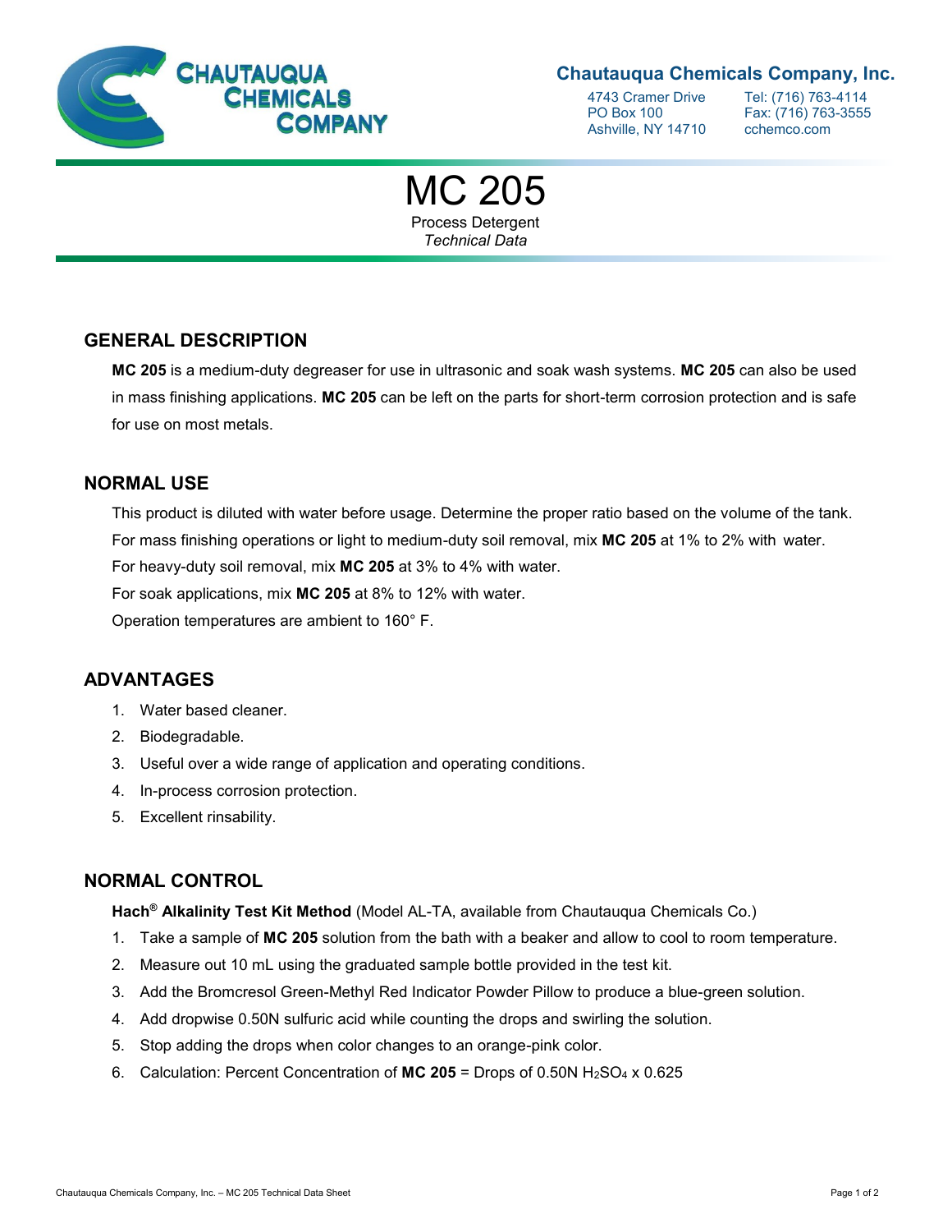# Chautauqua Chemicals Company, Inc.

4743 Cramer Drive
PO Box 100
Ashville, NY 14710

Tel: (716) 763-4114
Fax: (716) 763-3555
cchemco.com

# MC 205

Process Detergent
*Technical Data*

## GENERAL DESCRIPTION

**MC 205** is a medium-duty degreaser for use in ultrasonic and soak wash systems. **MC 205** can also be used in mass finishing applications. **MC 205** can be left on the parts for short-term corrosion protection and is safe for use on most metals.

## NORMAL USE

This product is diluted with water before usage. Determine the proper ratio based on the volume of the tank.
For mass finishing operations or light to medium-duty soil removal, mix **MC 205** at 1% to 2% with water.
For heavy-duty soil removal, mix **MC 205** at 3% to 4% with water.
For soak applications, mix **MC 205** at 8% to 12% with water.
Operation temperatures are ambient to 160° F.

## ADVANTAGES

1. Water based cleaner.
2. Biodegradable.
3. Useful over a wide range of application and operating conditions.
4. In-process corrosion protection.
5. Excellent rinsability.

## NORMAL CONTROL

**Hach® Alkalinity Test Kit Method** (Model AL-TA, available from Chautauqua Chemicals Co.)

1. Take a sample of **MC 205** solution from the bath with a beaker and allow to cool to room temperature.
2. Measure out 10 mL using the graduated sample bottle provided in the test kit.
3. Add the Bromcresol Green-Methyl Red Indicator Powder Pillow to produce a blue-green solution.
4. Add dropwise 0.50N sulfuric acid while counting the drops and swirling the solution.
5. Stop adding the drops when color changes to an orange-pink color.
6. Calculation: Percent Concentration of **MC 205** = Drops of 0.50N $H_2SO_4$ x 0.625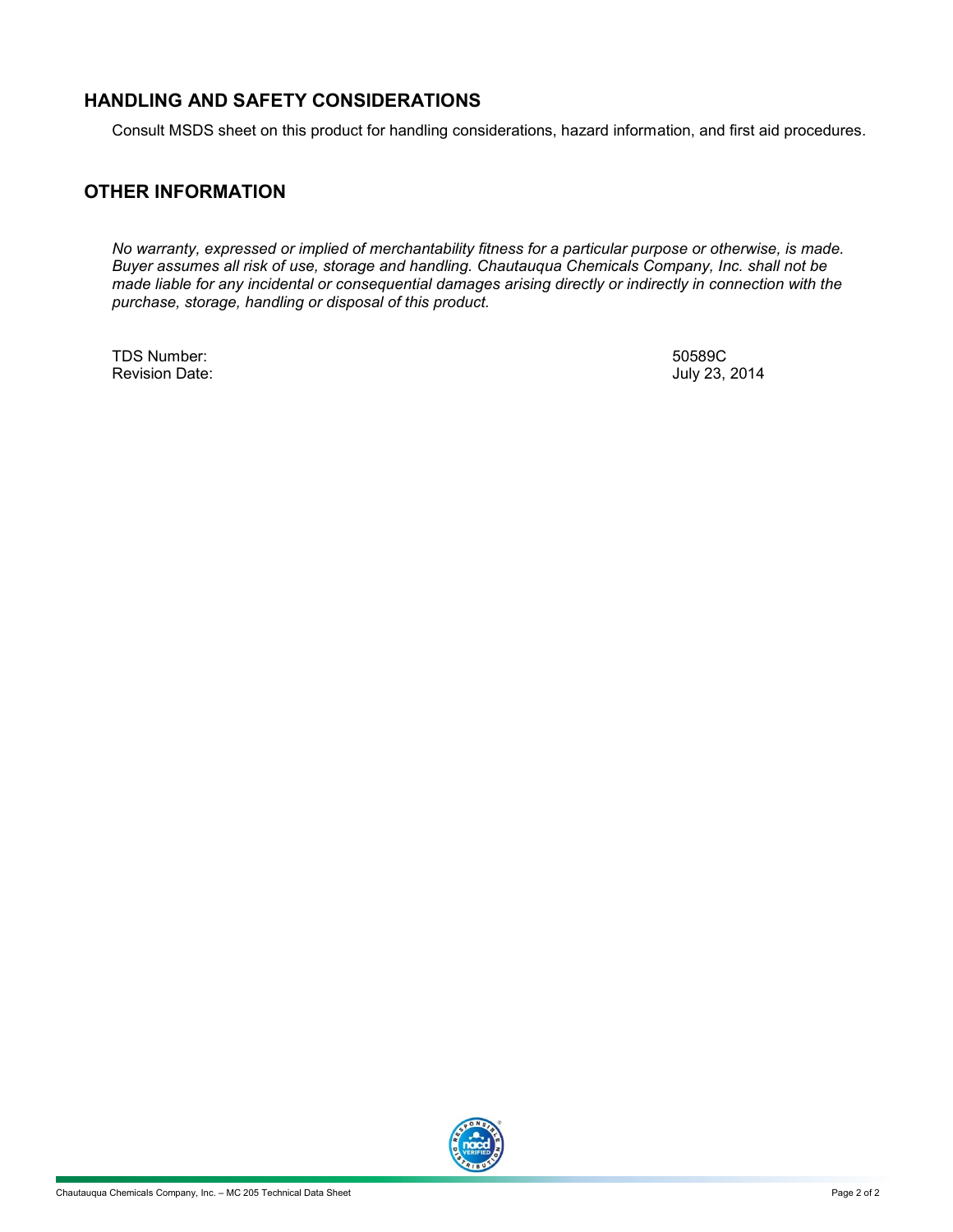## HANDLING AND SAFETY CONSIDERATIONS

Consult MSDS sheet on this product for handling considerations, hazard information, and first aid procedures.

## OTHER INFORMATION

*No warranty, expressed or implied of merchantability fitness for a particular purpose or otherwise, is made. Buyer assumes all risk of use, storage and handling. Chautauqua Chemicals Company, Inc. shall not be made liable for any incidental or consequential damages arising directly or indirectly in connection with the purchase, storage, handling or disposal of this product.*

| | |
|---|---|
| TDS Number: | 50589C |
| Revision Date: | July 23, 2014 |